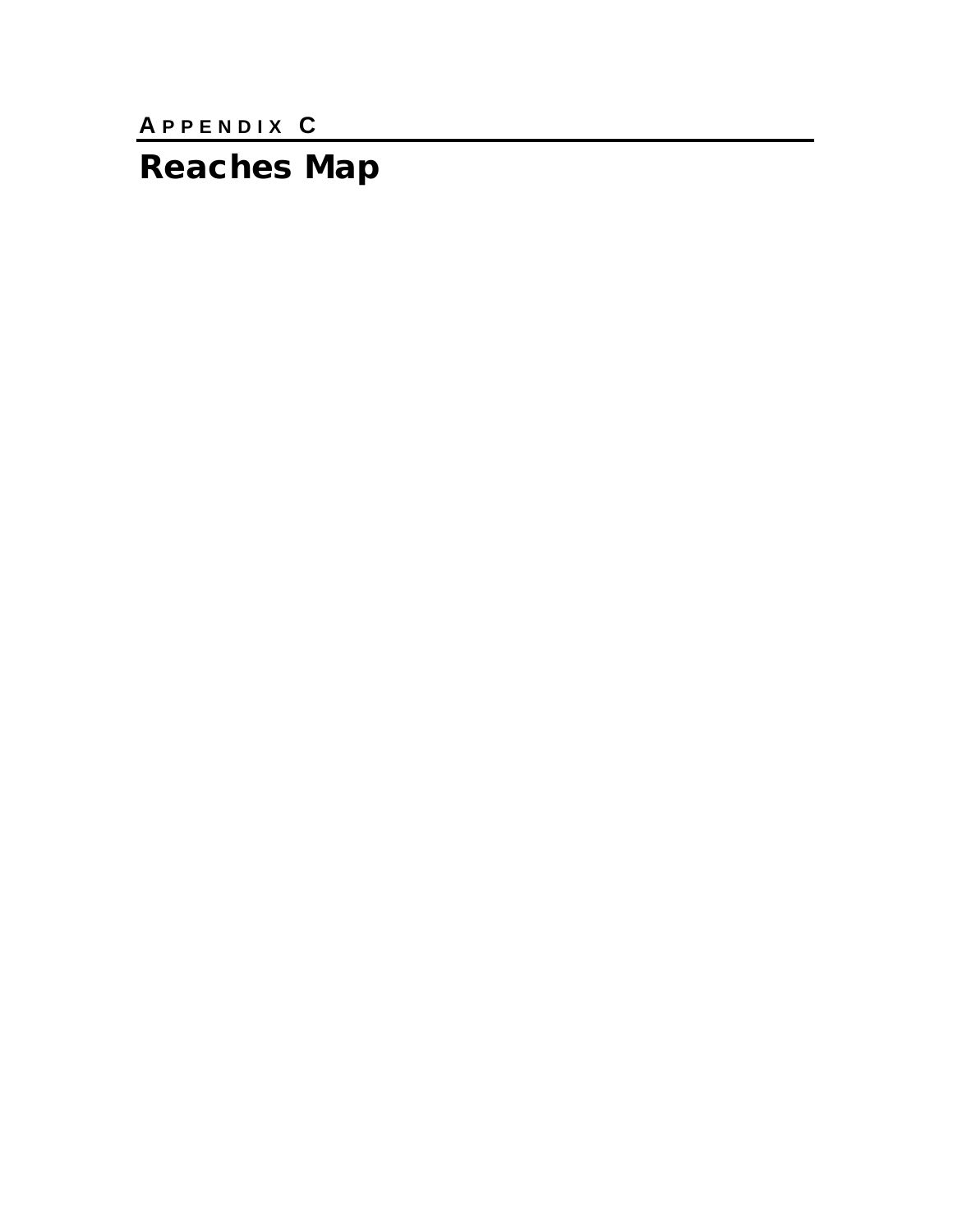APPENDIX C

# Reaches Map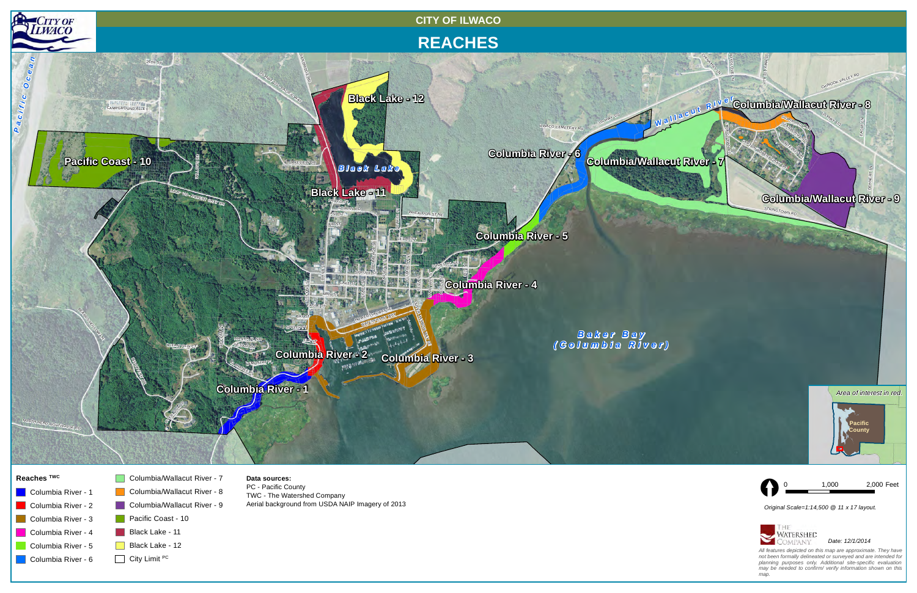# CITY OF ILWACO

## REACHES

Pacific Ocean

Pacific Coast - 10

Black Lake - 12

Black Lake

Black Lake - 11

Columbia River - 6

Wallacut River

Columbia/Wallacut River - 8

Columbia/Wallacut River - 7

Columbia/Wallacut River - 9

Columbia River - 5

Columbia River - 4

Baker Bay (Columbia River)

Columbia River - 2

Columbia River - 3

Columbia River - 1

Area of interest in red.

Pacific County

**Reaches** TWC

- Columbia River - 1
- Columbia River - 2
- Columbia River - 3
- Columbia River - 4
- Columbia River - 5
- Columbia River - 6
- Columbia/Wallacut River - 7
- Columbia/Wallacut River - 8
- Columbia/Wallacut River - 9
- Pacific Coast - 10
- Black Lake - 11
- Black Lake - 12
- City Limit PC

**Data sources:**

PC - Pacific County

TWC - The Watershed Company

Aerial background from USDA NAIP Imagery of 2013

0 1,000 2,000 Feet

*Original Scale=1:14,500 @ 11 x 17 layout.*

THE WATERSHED COMPANY

*Date: 12/1/2014*

*All features depicted on this map are approximate. They have not been formally delineated or surveyed and are intended for planning purposes only. Additional site-specific evaluation may be needed to confirm/ verify information shown on this map.*